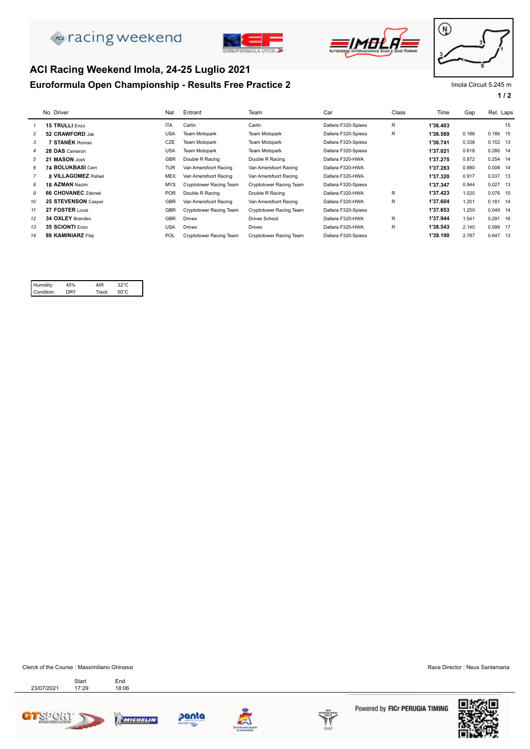# ACI Racing Weekend Imola, 24-25 Luglio 2021

## Euroformula Open Championship - Results Free Practice 2

Imola Circuit 5.245 m

| | No. | Driver | Nat | Entrant | Team | Car | Class | Time | Gap | Rel. | Laps |
|---|---|---|---|---|---|---|---|---|---|---|---|
| 1 | 15 | **TRULLI** Enzo | ITA | Carlin | Carlin | Dallara F320-Spiess | R | 1'36.403 | | | 15 |
| 2 | 52 | **CRAWFORD** Jak | USA | Team Motopark | Team Motopark | Dallara F320-Spiess | R | 1'36.589 | 0.186 | 0.186 | 15 |
| 3 | 7 | **STANĚK** Roman | CZE | Team Motopark | Team Motopark | Dallara F320-Spiess | | 1'36.741 | 0.338 | 0.152 | 13 |
| 4 | 28 | **DAS** Cameron | USA | Team Motopark | Team Motopark | Dallara F320-Spiess | | 1'37.021 | 0.618 | 0.280 | 14 |
| 5 | 21 | **MASON** Josh | GBR | Double R Racing | Double R Racing | Dallara F320-HWA | | 1'37.275 | 0.872 | 0.254 | 14 |
| 6 | 74 | **BOLUKBASI** Cem | TUR | Van Amersfoort Racing | Van Amersfoort Racing | Dallara F320-HWA | | 1'37.283 | 0.880 | 0.008 | 14 |
| 7 | 8 | **VILLAGOMEZ** Rafael | MEX | Van Amersfoort Racing | Van Amersfoort Racing | Dallara F320-HWA | | 1'37.320 | 0.917 | 0.037 | 13 |
| 8 | 18 | **AZMAN** Nazim | MYS | Cryptotower Racing Team | Cryptotower Racing Team | Dallara F320-Spiess | | 1'37.347 | 0.944 | 0.027 | 13 |
| 9 | 66 | **CHOVANEC** Zdenek | POR | Double R Racing | Double R Racing | Dallara F320-HWA | R | 1'37.423 | 1.020 | 0.076 | 15 |
| 10 | 25 | **STEVENSON** Casper | GBR | Van Amersfoort Racing | Van Amersfoort Racing | Dallara F320-HWA | R | 1'37.604 | 1.201 | 0.181 | 14 |
| 11 | 27 | **FOSTER** Louis | GBR | Cryptotower Racing Team | Cryptotower Racing Team | Dallara F320-Spiess | | 1'37.653 | 1.250 | 0.049 | 14 |
| 12 | 34 | **OXLEY** Branden | GBR | Drivex | Drivex School | Dallara F320-HWA | R | 1'37.944 | 1.541 | 0.291 | 16 |
| 13 | 35 | **SCIONTI** Enzo | USA | Drivex | Drivex | Dallara F320-HWA | R | 1'38.543 | 2.140 | 0.599 | 17 |
| 14 | 88 | **KAMINIARZ** Filip | POL | Cryptotower Racing Team | Cryptotower Racing Team | Dallara F320-Spiess | | 1'39.190 | 2.787 | 0.647 | 13 |

| | | | |
|---|---|---|---|
| Humidity: | 45% | AIR | 32°C |
| Condition: | DRY | Track | 50°C |

Clerck of the Course : Massimiliano Ghinassi

Race Director : Neus Santamaria

| | Start | End |
|---|---|---|
| 23/07/2021 | 17:29 | 18:06 |

Powered by FICr PERUGIA TIMING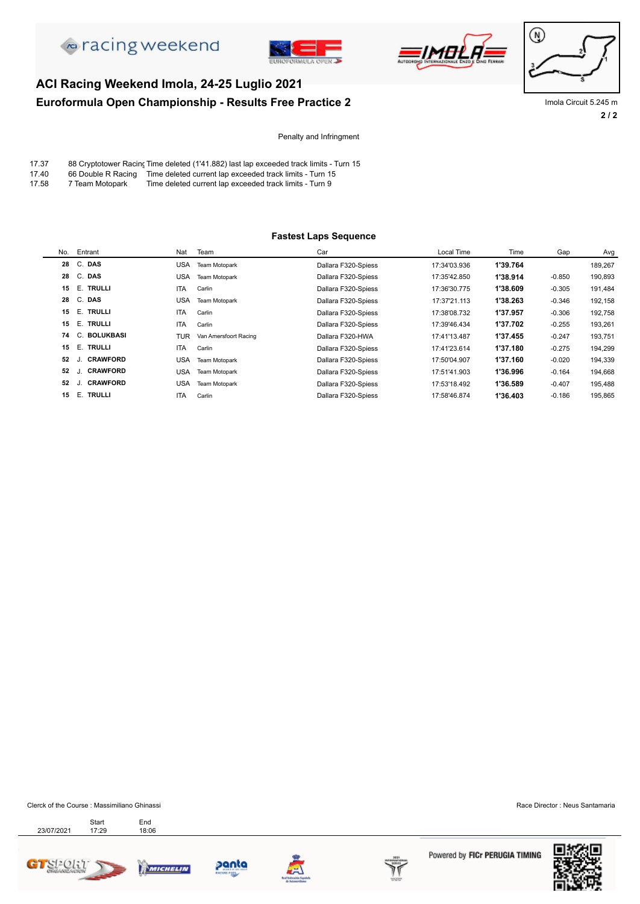# ACI Racing Weekend Imola, 24-25 Luglio 2021

## Euroformula Open Championship - Results Free Practice 2

Imola Circuit 5.245 m

### Penalty and Infringment

| Time | Entrant | Infringment |
|---|---|---|
| 17.37 | 88 Cryptotower Racing | Time deleted (1'41.882) last lap exceeded track limits - Turn 15 |
| 17.40 | 66 Double R Racing | Time deleted current lap exceeded track limits - Turn 15 |
| 17.58 | 7 Team Motopark | Time deleted current lap exceeded track limits - Turn 9 |

### Fastest Laps Sequence

| No. | Entrant | Nat | Team | Car | Local Time | Time | Gap | Avg |
|---|---|---|---|---|---|---|---|---|
| 28 | C. **DAS** | USA | Team Motopark | Dallara F320-Spiess | 17:34'03.936 | **1'39.764** | | 189,267 |
| 28 | C. **DAS** | USA | Team Motopark | Dallara F320-Spiess | 17:35'42.850 | **1'38.914** | -0.850 | 190,893 |
| 15 | E. **TRULLI** | ITA | Carlin | Dallara F320-Spiess | 17:36'30.775 | **1'38.609** | -0.305 | 191,484 |
| 28 | C. **DAS** | USA | Team Motopark | Dallara F320-Spiess | 17:37'21.113 | **1'38.263** | -0.346 | 192,158 |
| 15 | E. **TRULLI** | ITA | Carlin | Dallara F320-Spiess | 17:38'08.732 | **1'37.957** | -0.306 | 192,758 |
| 15 | E. **TRULLI** | ITA | Carlin | Dallara F320-Spiess | 17:39'46.434 | **1'37.702** | -0.255 | 193,261 |
| 74 | C. **BOLUKBASI** | TUR | Van Amersfoort Racing | Dallara F320-HWA | 17:41'13.487 | **1'37.455** | -0.247 | 193,751 |
| 15 | E. **TRULLI** | ITA | Carlin | Dallara F320-Spiess | 17:41'23.614 | **1'37.180** | -0.275 | 194,299 |
| 52 | J. **CRAWFORD** | USA | Team Motopark | Dallara F320-Spiess | 17:50'04.907 | **1'37.160** | -0.020 | 194,339 |
| 52 | J. **CRAWFORD** | USA | Team Motopark | Dallara F320-Spiess | 17:51'41.903 | **1'36.996** | -0.164 | 194,668 |
| 52 | J. **CRAWFORD** | USA | Team Motopark | Dallara F320-Spiess | 17:53'18.492 | **1'36.589** | -0.407 | 195,488 |
| 15 | E. **TRULLI** | ITA | Carlin | Dallara F320-Spiess | 17:58'46.874 | **1'36.403** | -0.186 | 195,865 |

Clerck of the Course : Massimiliano Ghinassi

Race Director : Neus Santamaria

| | Start | End |
|---|---|---|
| 23/07/2021 | 17:29 | 18:06 |

Powered by FICr PERUGIA TIMING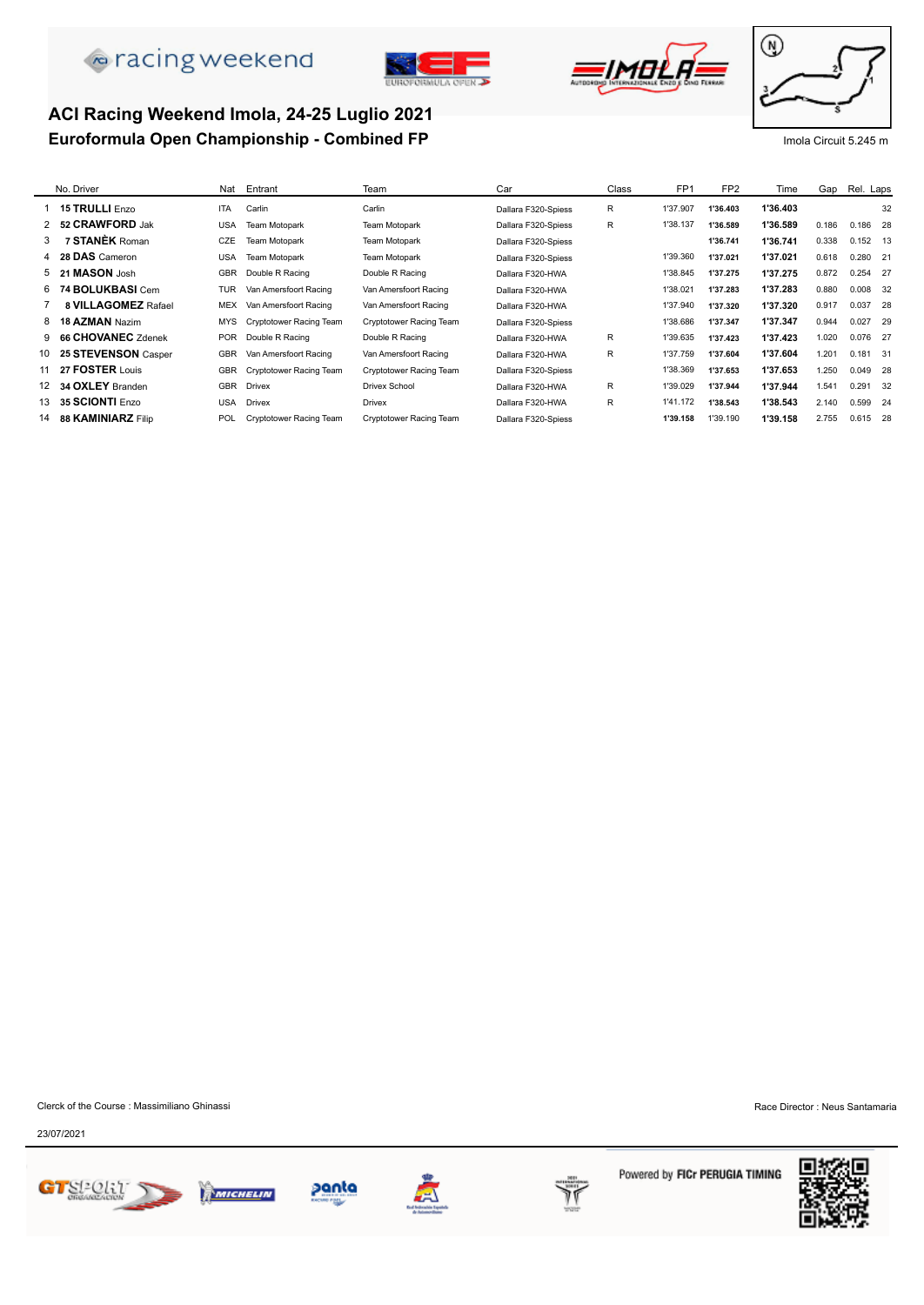# ACI Racing Weekend Imola, 24-25 Luglio 2021

## Euroformula Open Championship - Combined FP

Imola Circuit 5.245 m

| | No. Driver | Nat | Entrant | Team | Car | Class | FP1 | FP2 | Time | Gap | Rel. | Laps |
|---|---|---|---|---|---|---|---|---|---|---|---|---|
| 1 | 15 **TRULLI** Enzo | ITA | Carlin | Carlin | Dallara F320-Spiess | R | 1'37.907 | **1'36.403** | **1'36.403** | | | 32 |
| 2 | 52 **CRAWFORD** Jak | USA | Team Motopark | Team Motopark | Dallara F320-Spiess | R | 1'38.137 | **1'36.589** | **1'36.589** | 0.186 | 0.186 | 28 |
| 3 | 7 **STANĚK** Roman | CZE | Team Motopark | Team Motopark | Dallara F320-Spiess | | | **1'36.741** | **1'36.741** | 0.338 | 0.152 | 13 |
| 4 | 28 **DAS** Cameron | USA | Team Motopark | Team Motopark | Dallara F320-Spiess | | 1'39.360 | **1'37.021** | **1'37.021** | 0.618 | 0.280 | 21 |
| 5 | 21 **MASON** Josh | GBR | Double R Racing | Double R Racing | Dallara F320-HWA | | 1'38.845 | **1'37.275** | **1'37.275** | 0.872 | 0.254 | 27 |
| 6 | 74 **BOLUKBASI** Cem | TUR | Van Amersfoort Racing | Van Amersfoort Racing | Dallara F320-HWA | | 1'38.021 | **1'37.283** | **1'37.283** | 0.880 | 0.008 | 32 |
| 7 | 8 **VILLAGOMEZ** Rafael | MEX | Van Amersfoort Racing | Van Amersfoort Racing | Dallara F320-HWA | | 1'37.940 | **1'37.320** | **1'37.320** | 0.917 | 0.037 | 28 |
| 8 | 18 **AZMAN** Nazim | MYS | Cryptotower Racing Team | Cryptotower Racing Team | Dallara F320-Spiess | | 1'38.686 | **1'37.347** | **1'37.347** | 0.944 | 0.027 | 29 |
| 9 | 66 **CHOVANEC** Zdenek | POR | Double R Racing | Double R Racing | Dallara F320-HWA | R | 1'39.635 | **1'37.423** | **1'37.423** | 1.020 | 0.076 | 27 |
| 10 | 25 **STEVENSON** Casper | GBR | Van Amersfoort Racing | Van Amersfoort Racing | Dallara F320-HWA | R | 1'37.759 | **1'37.604** | **1'37.604** | 1.201 | 0.181 | 31 |
| 11 | 27 **FOSTER** Louis | GBR | Cryptotower Racing Team | Cryptotower Racing Team | Dallara F320-Spiess | | 1'38.369 | **1'37.653** | **1'37.653** | 1.250 | 0.049 | 28 |
| 12 | 34 **OXLEY** Branden | GBR | Drivex | Drivex School | Dallara F320-HWA | R | 1'39.029 | **1'37.944** | **1'37.944** | 1.541 | 0.291 | 32 |
| 13 | 35 **SCIONTI** Enzo | USA | Drivex | Drivex | Dallara F320-HWA | R | 1'41.172 | **1'38.543** | **1'38.543** | 2.140 | 0.599 | 24 |
| 14 | 88 **KAMINIARZ** Filip | POL | Cryptotower Racing Team | Cryptotower Racing Team | Dallara F320-Spiess | | **1'39.158** | 1'39.190 | **1'39.158** | 2.755 | 0.615 | 28 |

Clerck of the Course : Massimiliano Ghinassi

Race Director : Neus Santamaria

23/07/2021

Powered by FICr PERUGIA TIMING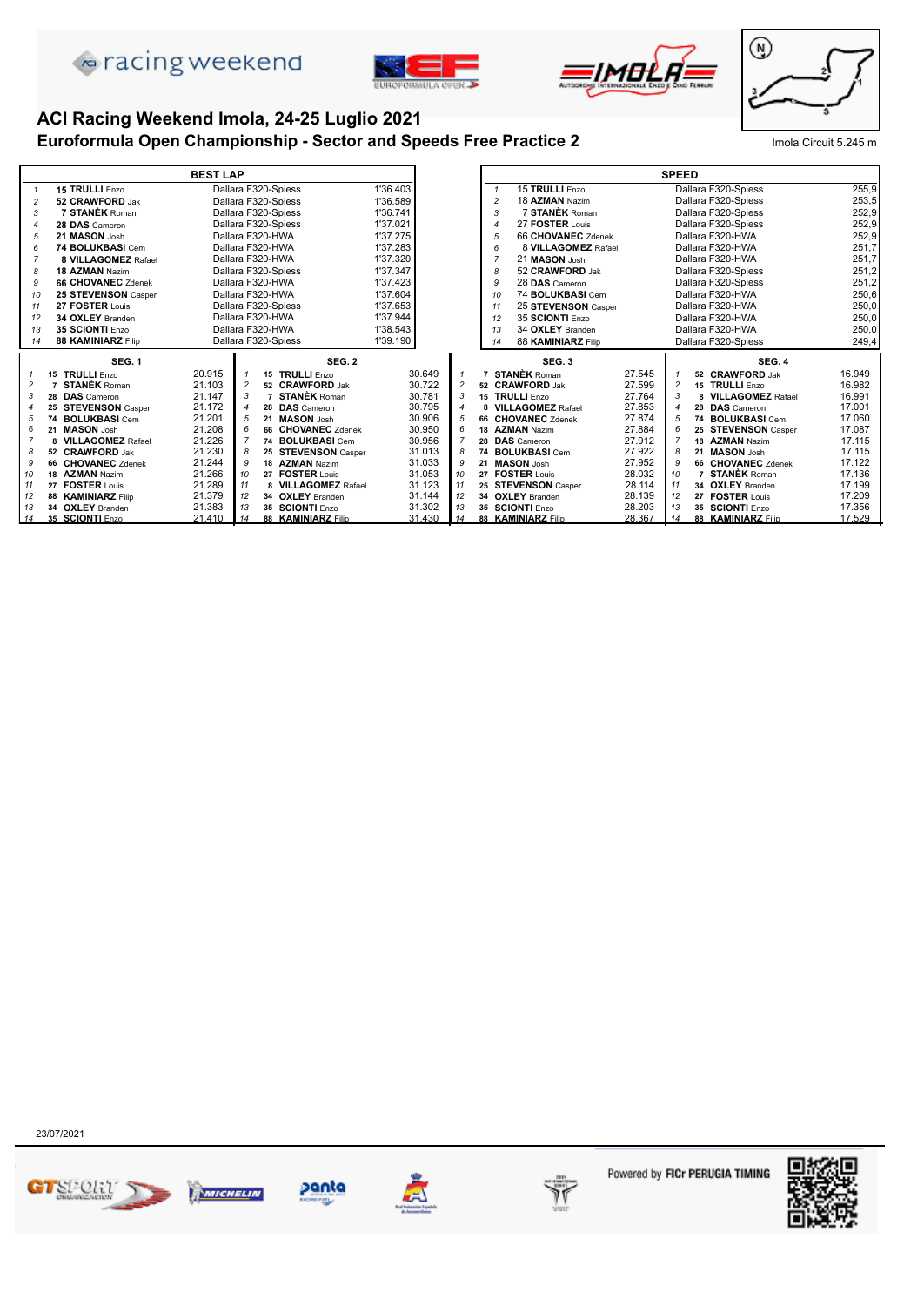## ACI Racing Weekend Imola, 24-25 Luglio 2021

### Euroformula Open Championship - Sector and Speeds Free Practice 2

Imola Circuit 5.245 m

| BEST LAP | | | |
|---|---|---|---|
| 1 | 15 **TRULLI** Enzo | Dallara F320-Spiess | 1'36.403 |
| 2 | 52 **CRAWFORD** Jak | Dallara F320-Spiess | 1'36.589 |
| 3 | 7 **STANĚK** Roman | Dallara F320-Spiess | 1'36.741 |
| 4 | 28 **DAS** Cameron | Dallara F320-Spiess | 1'37.021 |
| 5 | 21 **MASON** Josh | Dallara F320-HWA | 1'37.275 |
| 6 | 74 **BOLUKBASI** Cem | Dallara F320-HWA | 1'37.283 |
| 7 | 8 **VILLAGOMEZ** Rafael | Dallara F320-HWA | 1'37.320 |
| 8 | 18 **AZMAN** Nazim | Dallara F320-Spiess | 1'37.347 |
| 9 | 66 **CHOVANEC** Zdenek | Dallara F320-HWA | 1'37.423 |
| 10 | 25 **STEVENSON** Casper | Dallara F320-HWA | 1'37.604 |
| 11 | 27 **FOSTER** Louis | Dallara F320-Spiess | 1'37.653 |
| 12 | 34 **OXLEY** Branden | Dallara F320-HWA | 1'37.944 |
| 13 | 35 **SCIONTI** Enzo | Dallara F320-HWA | 1'38.543 |
| 14 | 88 **KAMINIARZ** Filip | Dallara F320-Spiess | 1'39.190 |

| SPEED | | | |
|---|---|---|---|
| 1 | 15 **TRULLI** Enzo | Dallara F320-Spiess | 255,9 |
| 2 | 18 **AZMAN** Nazim | Dallara F320-Spiess | 253,5 |
| 3 | 7 **STANĚK** Roman | Dallara F320-Spiess | 252,9 |
| 4 | 27 **FOSTER** Louis | Dallara F320-Spiess | 252,9 |
| 5 | 66 **CHOVANEC** Zdenek | Dallara F320-HWA | 252,9 |
| 6 | 8 **VILLAGOMEZ** Rafael | Dallara F320-HWA | 251,7 |
| 7 | 21 **MASON** Josh | Dallara F320-HWA | 251,7 |
| 8 | 52 **CRAWFORD** Jak | Dallara F320-Spiess | 251,2 |
| 9 | 28 **DAS** Cameron | Dallara F320-Spiess | 251,2 |
| 10 | 74 **BOLUKBASI** Cem | Dallara F320-HWA | 250,6 |
| 11 | 25 **STEVENSON** Casper | Dallara F320-HWA | 250,0 |
| 12 | 35 **SCIONTI** Enzo | Dallara F320-HWA | 250,0 |
| 13 | 34 **OXLEY** Branden | Dallara F320-HWA | 250,0 |
| 14 | 88 **KAMINIARZ** Filip | Dallara F320-Spiess | 249,4 |

| SEG. 1 | | | SEG. 2 | | | SEG. 3 | | | SEG. 4 | | |
|---|---|---|---|---|---|---|---|---|---|---|---|
| 1 | 15 **TRULLI** Enzo | 20.915 | 1 | 15 **TRULLI** Enzo | 30.649 | 1 | 7 **STANĚK** Roman | 27.545 | 1 | 52 **CRAWFORD** Jak | 16.949 |
| 2 | 7 **STANĚK** Roman | 21.103 | 2 | 52 **CRAWFORD** Jak | 30.722 | 2 | 52 **CRAWFORD** Jak | 27.599 | 2 | 15 **TRULLI** Enzo | 16.982 |
| 3 | 28 **DAS** Cameron | 21.147 | 3 | 7 **STANĚK** Roman | 30.781 | 3 | 15 **TRULLI** Enzo | 27.764 | 3 | 8 **VILLAGOMEZ** Rafael | 16.991 |
| 4 | 25 **STEVENSON** Casper | 21.172 | 4 | 28 **DAS** Cameron | 30.795 | 4 | 8 **VILLAGOMEZ** Rafael | 27.853 | 4 | 28 **DAS** Cameron | 17.001 |
| 5 | 74 **BOLUKBASI** Cem | 21.201 | 5 | 21 **MASON** Josh | 30.906 | 5 | 66 **CHOVANEC** Zdenek | 27.874 | 5 | 74 **BOLUKBASI** Cem | 17.060 |
| 6 | 21 **MASON** Josh | 21.208 | 6 | 66 **CHOVANEC** Zdenek | 30.950 | 6 | 18 **AZMAN** Nazim | 27.884 | 6 | 25 **STEVENSON** Casper | 17.087 |
| 7 | 8 **VILLAGOMEZ** Rafael | 21.226 | 7 | 74 **BOLUKBASI** Cem | 30.956 | 7 | 28 **DAS** Cameron | 27.912 | 7 | 18 **AZMAN** Nazim | 17.115 |
| 8 | 52 **CRAWFORD** Jak | 21.230 | 8 | 25 **STEVENSON** Casper | 31.013 | 8 | 74 **BOLUKBASI** Cem | 27.922 | 8 | 21 **MASON** Josh | 17.115 |
| 9 | 66 **CHOVANEC** Zdenek | 21.244 | 9 | 18 **AZMAN** Nazim | 31.033 | 9 | 21 **MASON** Josh | 27.952 | 9 | 66 **CHOVANEC** Zdenek | 17.122 |
| 10 | 18 **AZMAN** Nazim | 21.266 | 10 | 27 **FOSTER** Louis | 31.053 | 10 | 27 **FOSTER** Louis | 28.032 | 10 | 7 **STANĚK** Roman | 17.136 |
| 11 | 27 **FOSTER** Louis | 21.289 | 11 | 8 **VILLAGOMEZ** Rafael | 31.123 | 11 | 25 **STEVENSON** Casper | 28.114 | 11 | 34 **OXLEY** Branden | 17.199 |
| 12 | 88 **KAMINIARZ** Filip | 21.379 | 12 | 34 **OXLEY** Branden | 31.144 | 12 | 34 **OXLEY** Branden | 28.139 | 12 | 27 **FOSTER** Louis | 17.209 |
| 13 | 34 **OXLEY** Branden | 21.383 | 13 | 35 **SCIONTI** Enzo | 31.302 | 13 | 35 **SCIONTI** Enzo | 28.203 | 13 | 35 **SCIONTI** Enzo | 17.356 |
| 14 | 35 **SCIONTI** Enzo | 21.410 | 14 | 88 **KAMINIARZ** Filip | 31.430 | 14 | 88 **KAMINIARZ** Filip | 28.367 | 14 | 88 **KAMINIARZ** Filip | 17.529 |

23/07/2021

Powered by FICr PERUGIA TIMING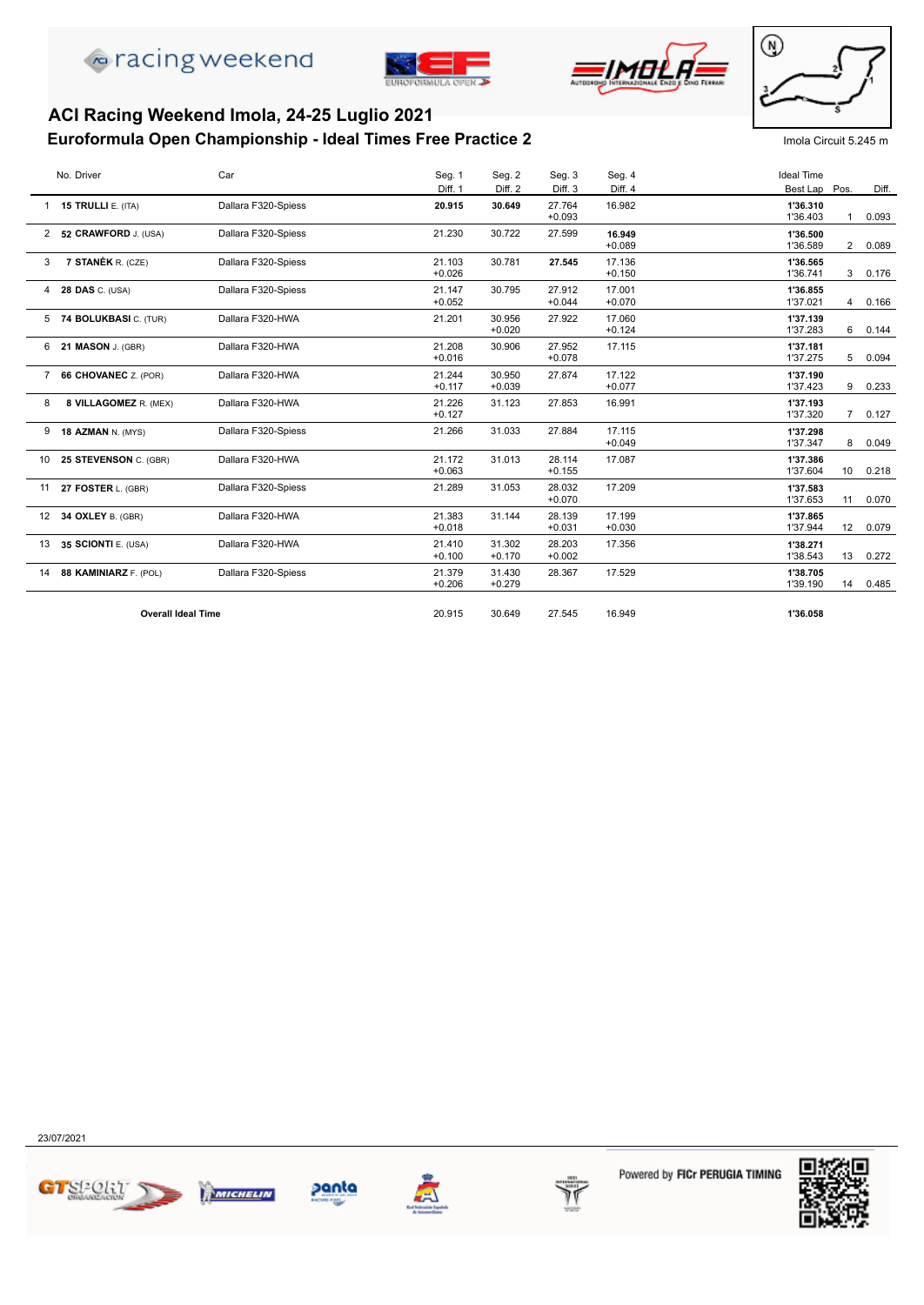# ACI Racing Weekend Imola, 24-25 Luglio 2021

## Euroformula Open Championship - Ideal Times Free Practice 2

Imola Circuit 5.245 m

| | No. Driver | Car | Seg. 1 / Diff. 1 | Seg. 2 / Diff. 2 | Seg. 3 / Diff. 3 | Seg. 4 / Diff. 4 | Ideal Time / Best Lap | Pos. | Diff. |
|---|---|---|---|---|---|---|---|---|---|
| 1 | **15 TRULLI** E. (ITA) | Dallara F320-Spiess | **20.915** | **30.649** | 27.764 +0.093 | 16.982 | **1'36.310** 1'36.403 | 1 | 0.093 |
| 2 | **52 CRAWFORD** J. (USA) | Dallara F320-Spiess | 21.230 | 30.722 | 27.599 | **16.949** +0.089 | **1'36.500** 1'36.589 | 2 | 0.089 |
| 3 | **7 STANĚK** R. (CZE) | Dallara F320-Spiess | 21.103 +0.026 | 30.781 | **27.545** | 17.136 +0.150 | **1'36.565** 1'36.741 | 3 | 0.176 |
| 4 | **28 DAS** C. (USA) | Dallara F320-Spiess | 21.147 +0.052 | 30.795 | 27.912 +0.044 | 17.001 +0.070 | **1'36.855** 1'37.021 | 4 | 0.166 |
| 5 | **74 BOLUKBASI** C. (TUR) | Dallara F320-HWA | 21.201 | 30.956 +0.020 | 27.922 | 17.060 +0.124 | **1'37.139** 1'37.283 | 6 | 0.144 |
| 6 | **21 MASON** J. (GBR) | Dallara F320-HWA | 21.208 +0.016 | 30.906 | 27.952 +0.078 | 17.115 | **1'37.181** 1'37.275 | 5 | 0.094 |
| 7 | **66 CHOVANEC** Z. (POR) | Dallara F320-HWA | 21.244 +0.117 | 30.950 +0.039 | 27.874 | 17.122 +0.077 | **1'37.190** 1'37.423 | 9 | 0.233 |
| 8 | **8 VILLAGOMEZ** R. (MEX) | Dallara F320-HWA | 21.226 +0.127 | 31.123 | 27.853 | 16.991 | **1'37.193** 1'37.320 | 7 | 0.127 |
| 9 | **18 AZMAN** N. (MYS) | Dallara F320-Spiess | 21.266 | 31.033 | 27.884 | 17.115 +0.049 | **1'37.298** 1'37.347 | 8 | 0.049 |
| 10 | **25 STEVENSON** C. (GBR) | Dallara F320-HWA | 21.172 +0.063 | 31.013 | 28.114 +0.155 | 17.087 | **1'37.386** 1'37.604 | 10 | 0.218 |
| 11 | **27 FOSTER** L. (GBR) | Dallara F320-Spiess | 21.289 | 31.053 | 28.032 +0.070 | 17.209 | **1'37.583** 1'37.653 | 11 | 0.070 |
| 12 | **34 OXLEY** B. (GBR) | Dallara F320-HWA | 21.383 +0.018 | 31.144 | 28.139 +0.031 | 17.199 +0.030 | **1'37.865** 1'37.944 | 12 | 0.079 |
| 13 | **35 SCIONTI** E. (USA) | Dallara F320-HWA | 21.410 +0.100 | 31.302 +0.170 | 28.203 +0.002 | 17.356 | **1'38.271** 1'38.543 | 13 | 0.272 |
| 14 | **88 KAMINIARZ** F. (POL) | Dallara F320-Spiess | 21.379 +0.206 | 31.430 +0.279 | 28.367 | 17.529 | **1'38.705** 1'39.190 | 14 | 0.485 |
| | **Overall Ideal Time** | | 20.915 | 30.649 | 27.545 | 16.949 | **1'36.058** | | |

23/07/2021

Powered by FICr PERUGIA TIMING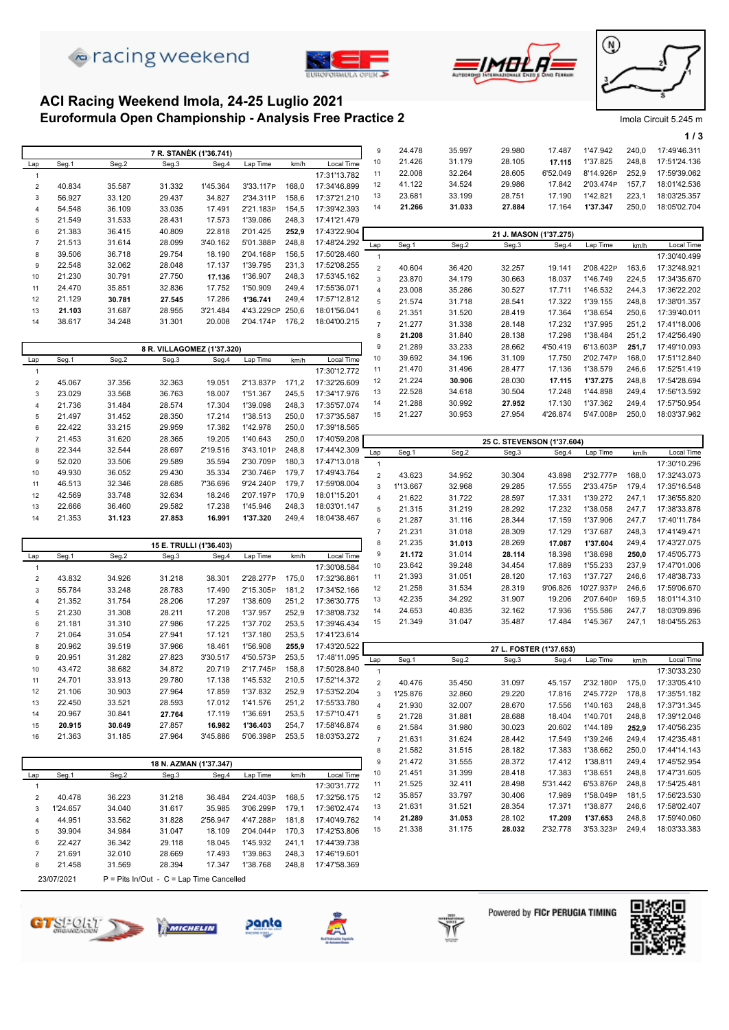# ACI Racing Weekend Imola, 24-25 Luglio 2021

## Euroformula Open Championship - Analysis Free Practice 2

Imola Circuit 5.245 m

| 7 R. STANĚK (1'36.741) | | | | | | | |
|---|---|---|---|---|---|---|---|
| Lap | Seg.1 | Seg.2 | Seg.3 | Seg.4 | Lap Time | km/h | Local Time |
| 1 | | | | | | | 17:31'13.782 |
| 2 | 40.834 | 35.587 | 31.332 | 1'45.364 | 3'33.117P | 168,0 | 17:34'46.899 |
| 3 | 56.927 | 33.120 | 29.437 | 34.827 | 2'34.311P | 158,6 | 17:37'21.210 |
| 4 | 54.548 | 36.109 | 33.035 | 17.491 | 2'21.183P | 154,5 | 17:39'42.393 |
| 5 | 21.549 | 31.533 | 28.431 | 17.573 | 1'39.086 | 248,3 | 17:41'21.479 |
| 6 | 21.383 | 36.415 | 40.809 | 22.818 | 2'01.425 | **252,9** | 17:43'22.904 |
| 7 | 21.513 | 31.614 | 28.099 | 3'40.162 | 5'01.388P | 248,8 | 17:48'24.292 |
| 8 | 39.506 | 36.718 | 29.754 | 18.190 | 2'04.168P | 156,5 | 17:50'28.460 |
| 9 | 22.548 | 32.062 | 28.048 | 17.137 | 1'39.795 | 231,3 | 17:52'08.255 |
| 10 | 21.230 | 30.791 | 27.750 | **17.136** | 1'36.907 | 248,3 | 17:53'45.162 |
| 11 | 24.470 | 35.851 | 32.836 | 17.752 | 1'50.909 | 249,4 | 17:55'36.071 |
| 12 | 21.129 | **30.781** | **27.545** | 17.286 | **1'36.741** | 249,4 | 17:57'12.812 |
| 13 | **21.103** | 31.687 | 28.955 | 3'21.484 | 4'43.229CP | 250,6 | 18:01'56.041 |
| 14 | 38.617 | 34.248 | 31.301 | 20.008 | 2'04.174P | 176,2 | 18:04'00.215 |

| 8 R. VILLAGOMEZ (1'37.320) | | | | | | | |
|---|---|---|---|---|---|---|---|
| Lap | Seg.1 | Seg.2 | Seg.3 | Seg.4 | Lap Time | km/h | Local Time |
| 1 | | | | | | | 17:30'12.772 |
| 2 | 45.067 | 37.356 | 32.363 | 19.051 | 2'13.837P | 171,2 | 17:32'26.609 |
| 3 | 23.029 | 33.568 | 36.763 | 18.007 | 1'51.367 | 245,5 | 17:34'17.976 |
| 4 | 21.736 | 31.484 | 28.574 | 17.304 | 1'39.098 | 248,3 | 17:35'57.074 |
| 5 | 21.497 | 31.452 | 28.350 | 17.214 | 1'38.513 | 250,0 | 17:37'35.587 |
| 6 | 22.422 | 33.215 | 29.959 | 17.382 | 1'42.978 | 250,0 | 17:39'18.565 |
| 7 | 21.453 | 31.620 | 28.365 | 19.205 | 1'40.643 | 250,0 | 17:40'59.208 |
| 8 | 22.344 | 32.544 | 28.697 | 2'19.516 | 3'43.101P | 248,8 | 17:44'42.309 |
| 9 | 52.020 | 33.506 | 29.589 | 35.594 | 2'30.709P | 180,3 | 17:47'13.018 |
| 10 | 49.930 | 36.052 | 29.430 | 35.334 | 2'30.746P | 179,7 | 17:49'43.764 |
| 11 | 46.513 | 32.346 | 28.685 | 7'36.696 | 9'24.240P | 179,7 | 17:59'08.004 |
| 12 | 42.569 | 33.748 | 32.634 | 18.246 | 2'07.197P | 170,9 | 18:01'15.201 |
| 13 | 22.666 | 36.460 | 29.582 | 17.238 | 1'45.946 | 248,3 | 18:03'01.147 |
| 14 | 21.353 | **31.123** | **27.853** | **16.991** | **1'37.320** | 249,4 | 18:04'38.467 |

| 15 E. TRULLI (1'36.403) | | | | | | | |
|---|---|---|---|---|---|---|---|
| Lap | Seg.1 | Seg.2 | Seg.3 | Seg.4 | Lap Time | km/h | Local Time |
| 1 | | | | | | | 17:30'08.584 |
| 2 | 43.832 | 34.926 | 31.218 | 38.301 | 2'28.277P | 175,0 | 17:32'36.861 |
| 3 | 55.784 | 33.248 | 28.783 | 17.490 | 2'15.305P | 181,2 | 17:34'52.166 |
| 4 | 21.352 | 31.754 | 28.206 | 17.297 | 1'38.609 | 251,2 | 17:36'30.775 |
| 5 | 21.230 | 31.308 | 28.211 | 17.208 | 1'37.957 | 252,9 | 17:38'08.732 |
| 6 | 21.181 | 31.310 | 27.986 | 17.225 | 1'37.702 | 253,5 | 17:39'46.434 |
| 7 | 21.064 | 31.054 | 27.941 | 17.121 | 1'37.180 | 253,5 | 17:41'23.614 |
| 8 | 20.962 | 39.519 | 37.966 | 18.461 | 1'56.908 | **255,9** | 17:43'20.522 |
| 9 | 20.951 | 31.282 | 27.823 | 3'30.517 | 4'50.573P | 253,5 | 17:48'11.095 |
| 10 | 43.472 | 38.682 | 34.872 | 20.719 | 2'17.745P | 158,8 | 17:50'28.840 |
| 11 | 24.701 | 33.913 | 29.780 | 17.138 | 1'45.532 | 210,5 | 17:52'14.372 |
| 12 | 21.106 | 30.903 | 27.964 | 17.859 | 1'37.832 | 252,9 | 17:53'52.204 |
| 13 | 22.450 | 33.521 | 28.593 | 17.012 | 1'41.576 | 251,2 | 17:55'33.780 |
| 14 | 20.967 | 30.841 | **27.764** | 17.119 | 1'36.691 | 253,5 | 17:57'10.471 |
| 15 | **20.915** | **30.649** | 27.857 | **16.982** | **1'36.403** | 254,7 | 17:58'46.874 |
| 16 | 21.363 | 31.185 | 27.964 | 3'45.886 | 5'06.398P | 253,5 | 18:03'53.272 |

| 18 N. AZMAN (1'37.347) | | | | | | | |
|---|---|---|---|---|---|---|---|
| Lap | Seg.1 | Seg.2 | Seg.3 | Seg.4 | Lap Time | km/h | Local Time |
| 1 | | | | | | | 17:30'31.772 |
| 2 | 40.478 | 36.223 | 31.218 | 36.484 | 2'24.403P | 168,5 | 17:32'56.175 |
| 3 | 1'24.657 | 34.040 | 31.617 | 35.985 | 3'06.299P | 179,1 | 17:36'02.474 |
| 4 | 44.951 | 33.562 | 31.828 | 2'56.947 | 4'47.288P | 181,8 | 17:40'49.762 |
| 5 | 39.904 | 34.984 | 31.047 | 18.109 | 2'04.044P | 170,3 | 17:42'53.806 |
| 6 | 22.427 | 36.342 | 29.118 | 18.045 | 1'45.932 | 241,1 | 17:44'39.738 |
| 7 | 21.691 | 32.010 | 28.669 | 17.493 | 1'39.863 | 248,3 | 17:46'19.601 |
| 8 | 21.458 | 31.569 | 28.394 | 17.347 | 1'38.768 | 248,8 | 17:47'58.369 |
| 9 | 24.478 | 35.997 | 29.980 | 17.487 | 1'47.942 | 240,0 | 17:49'46.311 |
| 10 | 21.426 | 31.179 | 28.105 | **17.115** | 1'37.825 | 248,8 | 17:51'24.136 |
| 11 | 22.008 | 32.264 | 28.605 | 6'52.049 | 8'14.926P | 252,9 | 17:59'39.062 |
| 12 | 41.122 | 34.524 | 29.986 | 17.842 | 2'03.474P | 157,7 | 18:01'42.536 |
| 13 | 23.681 | 33.199 | 28.751 | 17.190 | 1'42.821 | 223,1 | 18:03'25.357 |
| 14 | **21.266** | **31.033** | **27.884** | 17.164 | **1'37.347** | 250,0 | 18:05'02.704 |

| 21 J. MASON (1'37.275) | | | | | | | |
|---|---|---|---|---|---|---|---|
| Lap | Seg.1 | Seg.2 | Seg.3 | Seg.4 | Lap Time | km/h | Local Time |
| 1 | | | | | | | 17:30'40.499 |
| 2 | 40.604 | 36.420 | 32.257 | 19.141 | 2'08.422P | 163,6 | 17:32'48.921 |
| 3 | 23.870 | 34.179 | 30.663 | 18.037 | 1'46.749 | 224,5 | 17:34'35.670 |
| 4 | 23.008 | 35.286 | 30.527 | 17.711 | 1'46.532 | 244,3 | 17:36'22.202 |
| 5 | 21.574 | 31.718 | 28.541 | 17.322 | 1'39.155 | 248,8 | 17:38'01.357 |
| 6 | 21.351 | 31.520 | 28.419 | 17.364 | 1'38.654 | 250,6 | 17:39'40.011 |
| 7 | 21.277 | 31.338 | 28.148 | 17.232 | 1'37.995 | 251,2 | 17:41'18.006 |
| 8 | **21.208** | 31.840 | 28.138 | 17.298 | 1'38.484 | 251,2 | 17:42'56.490 |
| 9 | 21.289 | 33.233 | 28.662 | 4'50.419 | 6'13.603P | **251,7** | 17:49'10.093 |
| 10 | 39.692 | 34.196 | 31.109 | 17.750 | 2'02.747P | 168,0 | 17:51'12.840 |
| 11 | 21.470 | 31.496 | 28.477 | 17.136 | 1'38.579 | 246,6 | 17:52'51.419 |
| 12 | 21.224 | **30.906** | 28.030 | **17.115** | **1'37.275** | 248,8 | 17:54'28.694 |
| 13 | 22.528 | 34.618 | 30.504 | 17.248 | 1'44.898 | 249,4 | 17:56'13.592 |
| 14 | 21.288 | 30.992 | **27.952** | 17.130 | 1'37.362 | 249,4 | 17:57'50.954 |
| 15 | 21.227 | 30.953 | 27.954 | 4'26.874 | 5'47.008P | 250,0 | 18:03'37.962 |

| 25 C. STEVENSON (1'37.604) | | | | | | | |
|---|---|---|---|---|---|---|---|
| Lap | Seg.1 | Seg.2 | Seg.3 | Seg.4 | Lap Time | km/h | Local Time |
| 1 | | | | | | | 17:30'10.296 |
| 2 | 43.623 | 34.952 | 30.304 | 43.898 | 2'32.777P | 168,0 | 17:32'43.073 |
| 3 | 1'13.667 | 32.968 | 29.285 | 17.555 | 2'33.475P | 179,4 | 17:35'16.548 |
| 4 | 21.622 | 31.722 | 28.597 | 17.331 | 1'39.272 | 247,1 | 17:36'55.820 |
| 5 | 21.315 | 31.219 | 28.292 | 17.232 | 1'38.058 | 247,7 | 17:38'33.878 |
| 6 | 21.287 | 31.116 | 28.344 | 17.159 | 1'37.906 | 247,7 | 17:40'11.784 |
| 7 | 21.231 | 31.018 | 28.309 | 17.129 | 1'37.687 | 248,3 | 17:41'49.471 |
| 8 | 21.235 | **31.013** | 28.269 | **17.087** | **1'37.604** | 249,4 | 17:43'27.075 |
| 9 | **21.172** | 31.014 | **28.114** | 18.398 | 1'38.698 | **250,0** | 17:45'05.773 |
| 10 | 23.642 | 39.248 | 34.454 | 17.889 | 1'55.233 | 237,9 | 17:47'01.006 |
| 11 | 21.393 | 31.051 | 28.120 | 17.163 | 1'37.727 | 246,6 | 17:48'38.733 |
| 12 | 21.258 | 31.534 | 28.319 | 9'06.826 | 10'27.937P | 246,6 | 17:59'06.670 |
| 13 | 42.235 | 34.632 | 31.907 | 19.206 | 2'07.640P | 169,5 | 18:01'14.310 |
| 14 | 24.653 | 40.835 | 32.162 | 17.936 | 1'55.586 | 247,7 | 18:03'09.896 |
| 15 | 21.349 | 31.047 | 35.487 | 17.484 | 1'45.367 | 247,1 | 18:04'55.263 |

| 27 L. FOSTER (1'37.653) | | | | | | | |
|---|---|---|---|---|---|---|---|
| Lap | Seg.1 | Seg.2 | Seg.3 | Seg.4 | Lap Time | km/h | Local Time |
| 1 | | | | | | | 17:30'33.230 |
| 2 | 40.476 | 35.450 | 31.097 | 45.157 | 2'32.180P | 175,0 | 17:33'05.410 |
| 3 | 1'25.876 | 32.860 | 29.220 | 17.816 | 2'45.772P | 178,8 | 17:35'51.182 |
| 4 | 21.930 | 32.007 | 28.670 | 17.556 | 1'40.163 | 248,8 | 17:37'31.345 |
| 5 | 21.728 | 31.881 | 28.688 | 18.404 | 1'40.701 | 248,8 | 17:39'12.046 |
| 6 | 21.584 | 31.980 | 30.023 | 20.602 | 1'44.189 | **252,9** | 17:40'56.235 |
| 7 | 21.631 | 31.624 | 28.442 | 17.549 | 1'39.246 | 249,4 | 17:42'35.481 |
| 8 | 21.582 | 31.515 | 28.182 | 17.383 | 1'38.662 | 250,0 | 17:44'14.143 |
| 9 | 21.472 | 31.555 | 28.372 | 17.412 | 1'38.811 | 249,4 | 17:45'52.954 |
| 10 | 21.451 | 31.399 | 28.418 | 17.383 | 1'38.651 | 248,8 | 17:47'31.605 |
| 11 | 21.525 | 32.411 | 28.498 | 5'31.442 | 6'53.876P | 248,8 | 17:54'25.481 |
| 12 | 35.857 | 33.797 | 30.406 | 17.989 | 1'58.049P | 181,5 | 17:56'23.530 |
| 13 | 21.631 | 31.521 | 28.354 | 17.371 | 1'38.877 | 246,6 | 17:58'02.407 |
| 14 | **21.289** | **31.053** | 28.102 | **17.209** | **1'37.653** | 248,8 | 17:59'40.060 |
| 15 | 21.338 | 31.175 | **28.032** | 2'32.778 | 3'53.323P | 249,4 | 18:03'33.383 |

23/07/2021 P = Pits In/Out - C = Lap Time Cancelled

Powered by FICr PERUGIA TIMING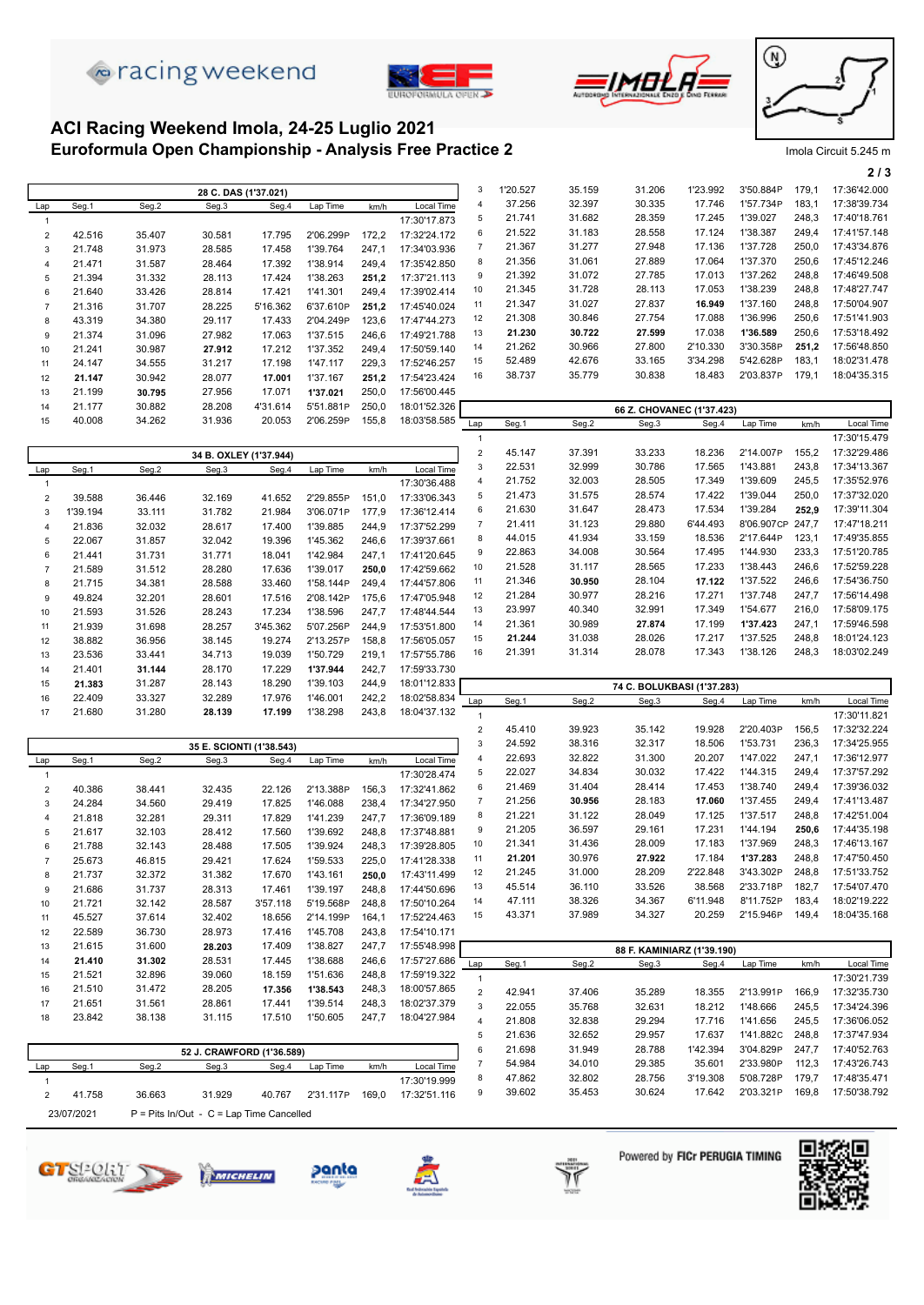# ACI Racing Weekend Imola, 24-25 Luglio 2021

## Euroformula Open Championship - Analysis Free Practice 2

Imola Circuit 5.245 m

### 28 C. DAS (1'37.021)

| Lap | Seg.1 | Seg.2 | Seg.3 | Seg.4 | Lap Time | km/h | Local Time |
|---|---|---|---|---|---|---|---|
| 1 | | | | | | | 17:30'17.873 |
| 2 | 42.516 | 35.407 | 30.581 | 17.795 | 2'06.299P | 172,2 | 17:32'24.172 |
| 3 | 21.748 | 31.973 | 28.585 | 17.458 | 1'39.764 | 247,1 | 17:34'03.936 |
| 4 | 21.471 | 31.587 | 28.464 | 17.392 | 1'38.914 | 249,4 | 17:35'42.850 |
| 5 | 21.394 | 31.332 | 28.113 | 17.424 | 1'38.263 | **251,2** | 17:37'21.113 |
| 6 | 21.640 | 33.426 | 28.814 | 17.421 | 1'41.301 | 249,4 | 17:39'02.414 |
| 7 | 21.316 | 31.707 | 28.225 | 5'16.362 | 6'37.610P | **251,2** | 17:45'40.024 |
| 8 | 43.319 | 34.380 | 29.117 | 17.433 | 2'04.249P | 123,6 | 17:47'44.273 |
| 9 | 21.374 | 31.096 | 27.982 | 17.063 | 1'37.515 | 246,6 | 17:49'21.788 |
| 10 | 21.241 | 30.987 | **27.912** | 17.212 | 1'37.352 | 249,4 | 17:50'59.140 |
| 11 | 24.147 | 34.555 | 31.217 | 17.198 | 1'47.117 | 229,3 | 17:52'46.257 |
| 12 | **21.147** | 30.942 | 28.077 | **17.001** | 1'37.167 | **251,2** | 17:54'23.424 |
| 13 | 21.199 | **30.795** | 27.956 | 17.071 | **1'37.021** | 250,0 | 17:56'00.445 |
| 14 | 21.177 | 30.882 | 28.208 | 4'31.614 | 5'51.881P | 250,0 | 18:01'52.326 |
| 15 | 40.008 | 34.262 | 31.936 | 20.053 | 2'06.259P | 155,8 | 18:03'58.585 |

### 34 B. OXLEY (1'37.944)

| Lap | Seg.1 | Seg.2 | Seg.3 | Seg.4 | Lap Time | km/h | Local Time |
|---|---|---|---|---|---|---|---|
| 1 | | | | | | | 17:30'36.488 |
| 2 | 39.588 | 36.446 | 32.169 | 41.652 | 2'29.855P | 151,0 | 17:33'06.343 |
| 3 | 1'39.194 | 33.111 | 31.782 | 21.984 | 3'06.071P | 177,9 | 17:36'12.414 |
| 4 | 21.836 | 32.032 | 28.617 | 17.400 | 1'39.885 | 244,9 | 17:37'52.299 |
| 5 | 22.067 | 31.857 | 32.042 | 19.396 | 1'45.362 | 246,6 | 17:39'37.661 |
| 6 | 21.441 | 31.731 | 31.771 | 18.041 | 1'42.984 | 247,1 | 17:41'20.645 |
| 7 | 21.589 | 31.512 | 28.280 | 17.636 | 1'39.017 | **250,0** | 17:42'59.662 |
| 8 | 21.715 | 34.381 | 28.588 | 33.460 | 1'58.144P | 249,4 | 17:44'57.806 |
| 9 | 49.824 | 32.201 | 28.601 | 17.516 | 2'08.142P | 175,6 | 17:47'05.948 |
| 10 | 21.593 | 31.526 | 28.243 | 17.234 | 1'38.596 | 247,7 | 17:48'44.544 |
| 11 | 21.939 | 31.698 | 28.257 | 3'45.362 | 5'07.256P | 244,9 | 17:53'51.800 |
| 12 | 38.882 | 36.956 | 38.145 | 19.274 | 2'13.257P | 158,8 | 17:56'05.057 |
| 13 | 23.536 | 33.441 | 34.713 | 19.039 | 1'50.729 | 219,1 | 17:57'55.786 |
| 14 | 21.401 | **31.144** | 28.170 | 17.229 | **1'37.944** | 242,7 | 17:59'33.730 |
| 15 | **21.383** | 31.287 | 28.143 | 18.290 | 1'39.103 | 244,9 | 18:01'12.833 |
| 16 | 22.409 | 33.327 | 32.289 | 17.976 | 1'46.001 | 242,2 | 18:02'58.834 |
| 17 | 21.680 | 31.280 | **28.139** | **17.199** | 1'38.298 | 243,8 | 18:04'37.132 |

### 35 E. SCIONTI (1'38.543)

| Lap | Seg.1 | Seg.2 | Seg.3 | Seg.4 | Lap Time | km/h | Local Time |
|---|---|---|---|---|---|---|---|
| 1 | | | | | | | 17:30'28.474 |
| 2 | 40.386 | 38.441 | 32.435 | 22.126 | 2'13.388P | 156,3 | 17:32'41.862 |
| 3 | 24.284 | 34.560 | 29.419 | 17.825 | 1'46.088 | 238,4 | 17:34'27.950 |
| 4 | 21.818 | 32.281 | 29.311 | 17.829 | 1'41.239 | 247,7 | 17:36'09.189 |
| 5 | 21.617 | 32.103 | 28.412 | 17.560 | 1'39.692 | 248,8 | 17:37'48.881 |
| 6 | 21.788 | 32.143 | 28.488 | 17.505 | 1'39.924 | 248,3 | 17:39'28.805 |
| 7 | 25.673 | 46.815 | 29.421 | 17.624 | 1'59.533 | 225,0 | 17:41'28.338 |
| 8 | 21.737 | 32.372 | 31.382 | 17.670 | 1'43.161 | **250,0** | 17:43'11.499 |
| 9 | 21.686 | 31.737 | 28.313 | 17.461 | 1'39.197 | 248,8 | 17:44'50.696 |
| 10 | 21.721 | 32.142 | 28.587 | 3'57.118 | 5'19.568P | 248,8 | 17:50'10.264 |
| 11 | 45.527 | 37.614 | 32.402 | 18.656 | 2'14.199P | 164,1 | 17:52'24.463 |
| 12 | 22.589 | 36.730 | 28.973 | 17.416 | 1'45.708 | 243,8 | 17:54'10.171 |
| 13 | 21.615 | 31.600 | **28.203** | 17.409 | 1'38.827 | 247,7 | 17:55'48.998 |
| 14 | **21.410** | **31.302** | 28.531 | 17.445 | 1'38.688 | 246,6 | 17:57'27.686 |
| 15 | 21.521 | 32.896 | 39.060 | 18.159 | 1'51.636 | 248,8 | 17:59'19.322 |
| 16 | 21.510 | 31.472 | 28.205 | **17.356** | **1'38.543** | 248,3 | 18:00'57.865 |
| 17 | 21.651 | 31.561 | 28.861 | 17.441 | 1'39.514 | 248,3 | 18:02'37.379 |
| 18 | 23.842 | 38.138 | 31.115 | 17.510 | 1'50.605 | 247,7 | 18:04'27.984 |

### 52 J. CRAWFORD (1'36.589)

| Lap | Seg.1 | Seg.2 | Seg.3 | Seg.4 | Lap Time | km/h | Local Time |
|---|---|---|---|---|---|---|---|
| 1 | | | | | | | 17:30'19.999 |
| 2 | 41.758 | 36.663 | 31.929 | 40.767 | 2'31.117P | 169,0 | 17:32'51.116 |
| 3 | 1'20.527 | 35.159 | 31.206 | 1'23.992 | 3'50.884P | 179,1 | 17:36'42.000 |
| 4 | 37.256 | 32.397 | 30.335 | 17.746 | 1'57.734P | 183,1 | 17:38'39.734 |
| 5 | 21.741 | 31.682 | 28.359 | 17.245 | 1'39.027 | 248,3 | 17:40'18.761 |
| 6 | 21.522 | 31.183 | 28.558 | 17.124 | 1'38.387 | 249,4 | 17:41'57.148 |
| 7 | 21.367 | 31.277 | 27.948 | 17.136 | 1'37.728 | 250,0 | 17:43'34.876 |
| 8 | 21.356 | 31.061 | 27.889 | 17.064 | 1'37.370 | 250,6 | 17:45'12.246 |
| 9 | 21.392 | 31.072 | 27.785 | 17.013 | 1'37.262 | 248,8 | 17:46'49.508 |
| 10 | 21.345 | 31.728 | 28.113 | 17.053 | 1'38.239 | 248,8 | 17:48'27.747 |
| 11 | 21.347 | 31.027 | 27.837 | **16.949** | 1'37.160 | 248,8 | 17:50'04.907 |
| 12 | 21.308 | 30.846 | 27.754 | 17.088 | 1'36.996 | 250,6 | 17:51'41.903 |
| 13 | **21.230** | **30.722** | **27.599** | 17.038 | **1'36.589** | 250,6 | 17:53'18.492 |
| 14 | 21.262 | 30.966 | 27.800 | 2'10.330 | 3'30.358P | **251,2** | 17:56'48.850 |
| 15 | 52.489 | 42.676 | 33.165 | 3'34.298 | 5'42.628P | 183,1 | 18:02'31.478 |
| 16 | 38.737 | 35.779 | 30.838 | 18.483 | 2'03.837P | 179,1 | 18:04'35.315 |

### 66 Z. CHOVANEC (1'37.423)

| Lap | Seg.1 | Seg.2 | Seg.3 | Seg.4 | Lap Time | km/h | Local Time |
|---|---|---|---|---|---|---|---|
| 1 | | | | | | | 17:30'15.479 |
| 2 | 45.147 | 37.391 | 33.233 | 18.236 | 2'14.007P | 155,2 | 17:32'29.486 |
| 3 | 22.531 | 32.999 | 30.786 | 17.565 | 1'43.881 | 243,8 | 17:34'13.367 |
| 4 | 21.752 | 32.003 | 28.505 | 17.349 | 1'39.609 | 245,5 | 17:35'52.976 |
| 5 | 21.473 | 31.575 | 28.574 | 17.422 | 1'39.044 | 250,0 | 17:37'32.020 |
| 6 | 21.630 | 31.647 | 28.473 | 17.534 | 1'39.284 | **252,9** | 17:39'11.304 |
| 7 | 21.411 | 31.123 | 29.880 | 6'44.493 | 8'06.907CP | 247,7 | 17:47'18.211 |
| 8 | 44.015 | 41.934 | 33.159 | 18.536 | 2'17.644P | 123,1 | 17:49'35.855 |
| 9 | 22.863 | 34.008 | 30.564 | 17.495 | 1'44.930 | 233,3 | 17:51'20.785 |
| 10 | 21.528 | 31.117 | 28.565 | 17.233 | 1'38.443 | 246,6 | 17:52'59.228 |
| 11 | 21.346 | **30.950** | 28.104 | **17.122** | 1'37.522 | 246,6 | 17:54'36.750 |
| 12 | 21.284 | 30.977 | 28.216 | 17.271 | 1'37.748 | 247,7 | 17:56'14.498 |
| 13 | 23.997 | 40.340 | 32.991 | 17.349 | 1'54.677 | 216,0 | 17:58'09.175 |
| 14 | 21.361 | 30.989 | **27.874** | 17.199 | **1'37.423** | 247,1 | 17:59'46.598 |
| 15 | **21.244** | 31.038 | 28.026 | 17.217 | 1'37.525 | 248,8 | 18:01'24.123 |
| 16 | 21.391 | 31.314 | 28.078 | 17.343 | 1'38.126 | 248,3 | 18:03'02.249 |

### 74 C. BOLUKBASI (1'37.283)

| Lap | Seg.1 | Seg.2 | Seg.3 | Seg.4 | Lap Time | km/h | Local Time |
|---|---|---|---|---|---|---|---|
| 1 | | | | | | | 17:30'11.821 |
| 2 | 45.410 | 39.923 | 35.142 | 19.928 | 2'20.403P | 156,5 | 17:32'32.224 |
| 3 | 24.592 | 38.316 | 32.317 | 18.506 | 1'53.731 | 236,3 | 17:34'25.955 |
| 4 | 22.693 | 32.822 | 31.300 | 20.207 | 1'47.022 | 247,1 | 17:36'12.977 |
| 5 | 22.027 | 34.834 | 30.032 | 17.422 | 1'44.315 | 249,4 | 17:37'57.292 |
| 6 | 21.469 | 31.404 | 28.414 | 17.453 | 1'38.740 | 249,4 | 17:39'36.032 |
| 7 | 21.256 | **30.956** | 28.183 | **17.060** | 1'37.455 | 249,4 | 17:41'13.487 |
| 8 | 21.221 | 31.122 | 28.049 | 17.125 | 1'37.517 | 248,8 | 17:42'51.004 |
| 9 | 21.205 | 36.597 | 29.161 | 17.231 | 1'44.194 | **250,6** | 17:44'35.198 |
| 10 | 21.341 | 31.436 | 28.009 | 17.183 | 1'37.969 | 248,3 | 17:46'13.167 |
| 11 | **21.201** | 30.976 | **27.922** | 17.184 | **1'37.283** | 248,8 | 17:47'50.450 |
| 12 | 21.245 | 31.000 | 28.209 | 2'22.848 | 3'43.302P | 248,8 | 17:51'33.752 |
| 13 | 45.514 | 36.110 | 33.526 | 38.568 | 2'33.718P | 182,7 | 17:54'07.470 |
| 14 | 47.111 | 38.326 | 34.367 | 6'11.948 | 8'11.752P | 183,4 | 18:02'19.222 |
| 15 | 43.371 | 37.989 | 34.327 | 20.259 | 2'15.946P | 149,4 | 18:04'35.168 |

### 88 F. KAMINIARZ (1'39.190)

| Lap | Seg.1 | Seg.2 | Seg.3 | Seg.4 | Lap Time | km/h | Local Time |
|---|---|---|---|---|---|---|---|
| 1 | | | | | | | 17:30'21.739 |
| 2 | 42.941 | 37.406 | 35.289 | 18.355 | 2'13.991P | 166,9 | 17:32'35.730 |
| 3 | 22.055 | 35.768 | 32.631 | 18.212 | 1'48.666 | 245,5 | 17:34'24.396 |
| 4 | 21.808 | 32.838 | 29.294 | 17.716 | 1'41.656 | 245,5 | 17:36'06.052 |
| 5 | 21.636 | 32.652 | 29.957 | 17.637 | 1'41.882C | 248,8 | 17:37'47.934 |
| 6 | 21.698 | 31.968 | 28.788 | 1'42.394 | 3'04.829P | 247,7 | 17:40'52.763 |
| 7 | 54.984 | 34.010 | 29.385 | 35.601 | 2'33.980P | 112,3 | 17:43'26.743 |
| 8 | 47.862 | 32.802 | 28.756 | 3'19.308 | 5'08.728P | 179,7 | 17:48'35.471 |
| 9 | 39.602 | 35.453 | 30.624 | 17.642 | 2'03.321P | 169,8 | 17:50'38.792 |

23/07/2021 P = Pits In/Out - C = Lap Time Cancelled

Powered by FICr PERUGIA TIMING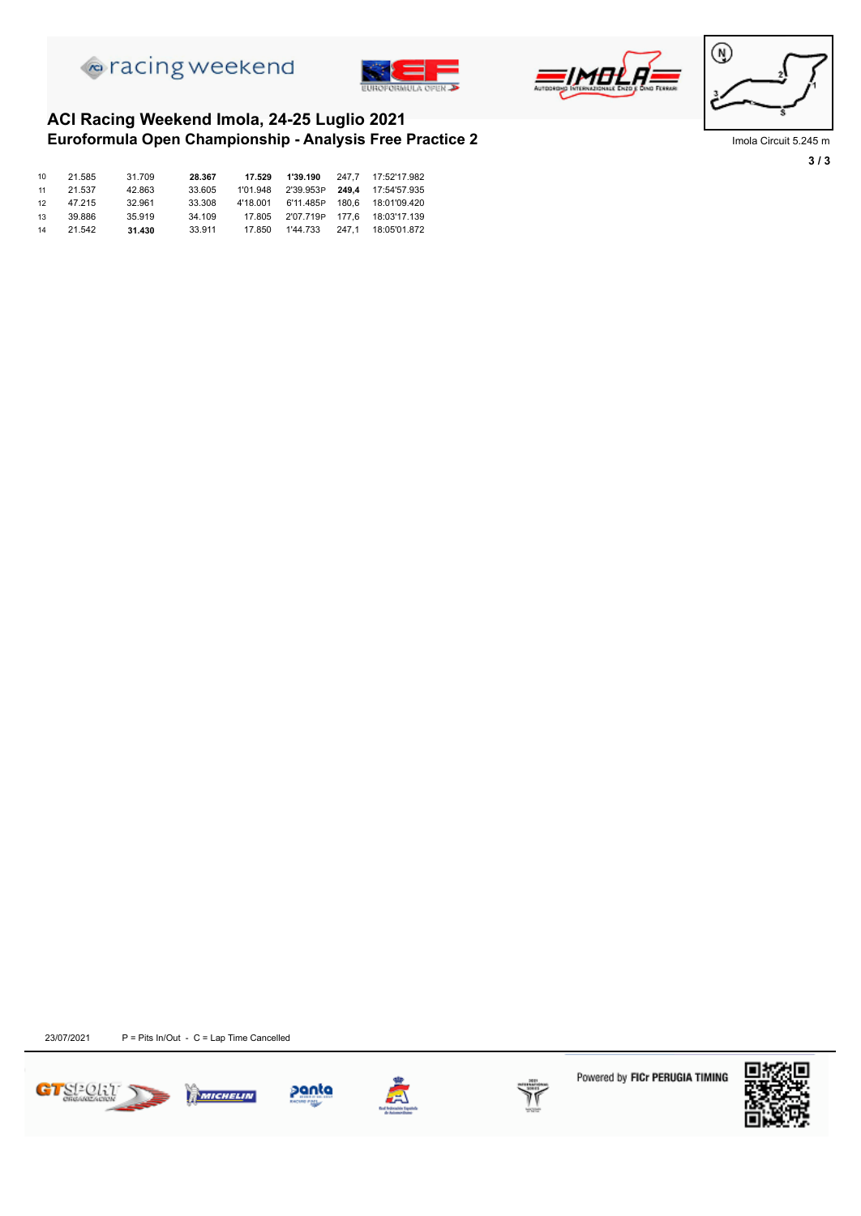## ACI Racing Weekend Imola, 24-25 Luglio 2021
### Euroformula Open Championship - Analysis Free Practice 2

Imola Circuit 5.245 m

| | | | | | | | |
|---|---|---|---|---|---|---|---|
| 10 | 21.585 | 31.709 | **28.367** | **17.529** | **1'39.190** | 247,7 | 17:52'17.982 |
| 11 | 21.537 | 42.863 | 33.605 | 1'01.948 | 2'39.953P | **249,4** | 17:54'57.935 |
| 12 | 47.215 | 32.961 | 33.308 | 4'18.001 | 6'11.485P | 180,6 | 18:01'09.420 |
| 13 | 39.886 | 35.919 | 34.109 | 17.805 | 2'07.719P | 177,6 | 18:03'17.139 |
| 14 | 21.542 | **31.430** | 33.911 | 17.850 | 1'44.733 | 247,1 | 18:05'01.872 |

23/07/2021 P = Pits In/Out - C = Lap Time Cancelled

Powered by FICr PERUGIA TIMING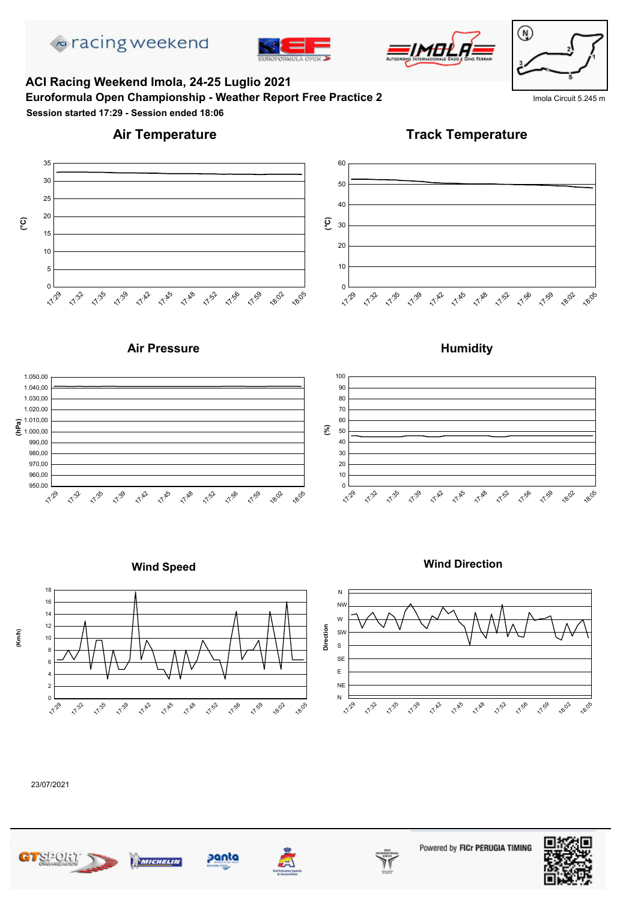racing weekend

EUROFORMULA OPEN

IMOLA Autodromo Internazionale Enzo e Dino Ferrari

Imola Circuit 5.245 m

## ACI Racing Weekend Imola, 24-25 Luglio 2021

## Euroformula Open Championship - Weather Report Free Practice 2

**Session started 17:29 - Session ended 18:06**

### Air Temperature

(°C)

35
30
25
20
15
10
5
0

17:29 17:32 17:35 17:39 17:42 17:45 17:48 17:52 17:56 17:59 18:02 18:05

### Track Temperature

(°C)

60
50
40
30
20
10
0

17:29 17:32 17:35 17:39 17:42 17:45 17:48 17:52 17:56 17:59 18:02 18:05

### Air Pressure

(hPa)

1.050,00
1.040,00
1.030,00
1.020,00
1.010,00
1.000,00
990,00
980,00
970,00
960,00
950,00

17:29 17:32 17:35 17:39 17:42 17:45 17:48 17:52 17:56 17:59 18:02 18:05

### Humidity

(%)

100
90
80
70
60
50
40
30
20
10
0

17:29 17:32 17:35 17:39 17:42 17:45 17:48 17:52 17:56 17:59 18:02 18:05

### Wind Speed

(Km/h)

18
16
14
12
10
8
6
4
2
0

17:29 17:32 17:35 17:39 17:42 17:45 17:48 17:52 17:56 17:59 18:02 18:05

### Wind Direction

Direction

N
NW
W
SW
S
SE
E
NE
N

17:29 17:32 17:35 17:39 17:42 17:45 17:48 17:52 17:56 17:59 18:02 18:05

23/07/2021

Powered by FICr PERUGIA TIMING